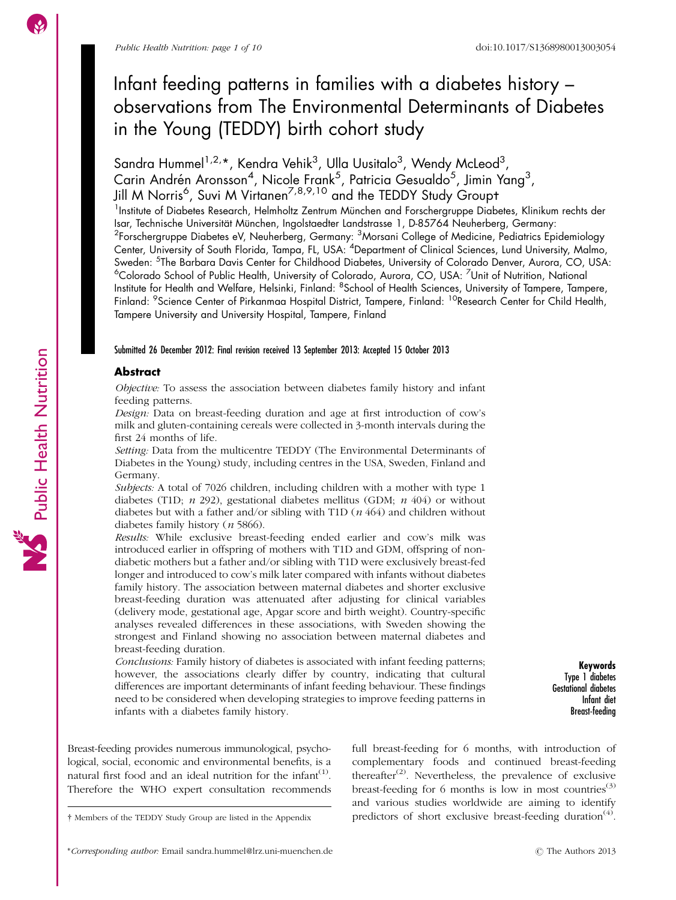# Infant feeding patterns in families with a diabetes history – observations from The Environmental Determinants of Diabetes in the Young (TEDDY) birth cohort study

Sandra Hummel[1,2,*], Kendra Vehik[3], Ulla Uusitalo[3], Wendy McLeod[3], Carin Andrén Aronsson[4], Nicole Frank[5], Patricia Gesualdo[5], Jimin Yang[3], Jill M Norris[6], Suvi M Virtanen[7,8,9,10] and the TEDDY Study Group†

[1]Institute of Diabetes Research, Helmholtz Zentrum München and Forschergruppe Diabetes, Klinikum rechts der Isar, Technische Universität München, Ingolstaedter Landstrasse 1, D-85764 Neuherberg, Germany: [2]Forschergruppe Diabetes eV, Neuherberg, Germany: [3]Morsani College of Medicine, Pediatrics Epidemiology Center, University of South Florida, Tampa, FL, USA: [4]Department of Clinical Sciences, Lund University, Malmo, Sweden: [5]The Barbara Davis Center for Childhood Diabetes, University of Colorado Denver, Aurora, CO, USA: [6]Colorado School of Public Health, University of Colorado, Aurora, CO, USA: [7]Unit of Nutrition, National Institute for Health and Welfare, Helsinki, Finland: [8]School of Health Sciences, University of Tampere, Tampere, Finland: [9]Science Center of Pirkanmaa Hospital District, Tampere, Finland: [10]Research Center for Child Health, Tampere University and University Hospital, Tampere, Finland

Submitted 26 December 2012: Final revision received 13 September 2013: Accepted 15 October 2013

## Abstract

*Objective:* To assess the association between diabetes family history and infant feeding patterns.

*Design:* Data on breast-feeding duration and age at first introduction of cow's milk and gluten-containing cereals were collected in 3-month intervals during the first 24 months of life.

*Setting:* Data from the multicentre TEDDY (The Environmental Determinants of Diabetes in the Young) study, including centres in the USA, Sweden, Finland and Germany.

*Subjects:* A total of 7026 children, including children with a mother with type 1 diabetes (T1D; *n* 292), gestational diabetes mellitus (GDM; *n* 404) or without diabetes but with a father and/or sibling with T1D (*n* 464) and children without diabetes family history (*n* 5866).

*Results:* While exclusive breast-feeding ended earlier and cow's milk was introduced earlier in offspring of mothers with T1D and GDM, offspring of non-diabetic mothers but a father and/or sibling with T1D were exclusively breast-fed longer and introduced to cow's milk later compared with infants without diabetes family history. The association between maternal diabetes and shorter exclusive breast-feeding duration was attenuated after adjusting for clinical variables (delivery mode, gestational age, Apgar score and birth weight). Country-specific analyses revealed differences in these associations, with Sweden showing the strongest and Finland showing no association between maternal diabetes and breast-feeding duration.

*Conclusions:* Family history of diabetes is associated with infant feeding patterns; however, the associations clearly differ by country, indicating that cultural differences are important determinants of infant feeding behaviour. These findings need to be considered when developing strategies to improve feeding patterns in infants with a diabetes family history.

**Keywords**
Type 1 diabetes
Gestational diabetes
Infant diet
Breast-feeding

Breast-feeding provides numerous immunological, psychological, social, economic and environmental benefits, is a natural first food and an ideal nutrition for the infant[1]. Therefore the WHO expert consultation recommends full breast-feeding for 6 months, with introduction of complementary foods and continued breast-feeding thereafter[2]. Nevertheless, the prevalence of exclusive breast-feeding for 6 months is low in most countries[3] and various studies worldwide are aiming to identify predictors of short exclusive breast-feeding duration[4].

† Members of the TEDDY Study Group are listed in the Appendix

*Corresponding author: Email sandra.hummel@lrz.uni-muenchen.de

© The Authors 2013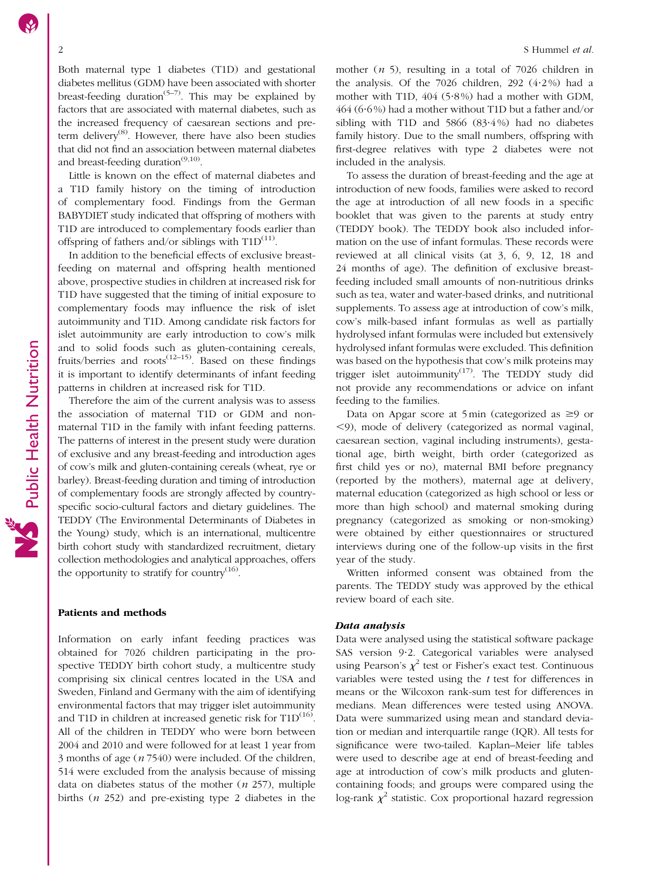Both maternal type 1 diabetes (T1D) and gestational diabetes mellitus (GDM) have been associated with shorter breast-feeding duration[5–7]. This may be explained by factors that are associated with maternal diabetes, such as the increased frequency of caesarean sections and preterm delivery[8]. However, there have also been studies that did not find an association between maternal diabetes and breast-feeding duration[9,10].

Little is known on the effect of maternal diabetes and a T1D family history on the timing of introduction of complementary food. Findings from the German BABYDIET study indicated that offspring of mothers with T1D are introduced to complementary foods earlier than offspring of fathers and/or siblings with T1D[11].

In addition to the beneficial effects of exclusive breast-feeding on maternal and offspring health mentioned above, prospective studies in children at increased risk for T1D have suggested that the timing of initial exposure to complementary foods may influence the risk of islet autoimmunity and T1D. Among candidate risk factors for islet autoimmunity are early introduction to cow's milk and to solid foods such as gluten-containing cereals, fruits/berries and roots[12–15]. Based on these findings it is important to identify determinants of infant feeding patterns in children at increased risk for T1D.

Therefore the aim of the current analysis was to assess the association of maternal T1D or GDM and non-maternal T1D in the family with infant feeding patterns. The patterns of interest in the present study were duration of exclusive and any breast-feeding and introduction ages of cow's milk and gluten-containing cereals (wheat, rye or barley). Breast-feeding duration and timing of introduction of complementary foods are strongly affected by country-specific socio-cultural factors and dietary guidelines. The TEDDY (The Environmental Determinants of Diabetes in the Young) study, which is an international, multicentre birth cohort study with standardized recruitment, dietary collection methodologies and analytical approaches, offers the opportunity to stratify for country[16].

## Patients and methods

Information on early infant feeding practices was obtained for 7026 children participating in the prospective TEDDY birth cohort study, a multicentre study comprising six clinical centres located in the USA and Sweden, Finland and Germany with the aim of identifying environmental factors that may trigger islet autoimmunity and T1D in children at increased genetic risk for T1D[16]. All of the children in TEDDY who were born between 2004 and 2010 and were followed for at least 1 year from 3 months of age (*n* 7540) were included. Of the children, 514 were excluded from the analysis because of missing data on diabetes status of the mother (*n* 257), multiple births (*n* 252) and pre-existing type 2 diabetes in the mother (*n* 5), resulting in a total of 7026 children in the analysis. Of the 7026 children, 292 (4·2%) had a mother with T1D, 404 (5·8%) had a mother with GDM, 464 (6·6%) had a mother without T1D but a father and/or sibling with T1D and 5866 (83·4%) had no diabetes family history. Due to the small numbers, offspring with first-degree relatives with type 2 diabetes were not included in the analysis.

To assess the duration of breast-feeding and the age at introduction of new foods, families were asked to record the age at introduction of all new foods in a specific booklet that was given to the parents at study entry (TEDDY book). The TEDDY book also included information on the use of infant formulas. These records were reviewed at all clinical visits (at 3, 6, 9, 12, 18 and 24 months of age). The definition of exclusive breast-feeding included small amounts of non-nutritious drinks such as tea, water and water-based drinks, and nutritional supplements. To assess age at introduction of cow's milk, cow's milk-based infant formulas as well as partially hydrolysed infant formulas were included but extensively hydrolysed infant formulas were excluded. This definition was based on the hypothesis that cow's milk proteins may trigger islet autoimmunity[17]. The TEDDY study did not provide any recommendations or advice on infant feeding to the families.

Data on Apgar score at 5 min (categorized as ≥9 or <9), mode of delivery (categorized as normal vaginal, caesarean section, vaginal including instruments), gestational age, birth weight, birth order (categorized as first child yes or no), maternal BMI before pregnancy (reported by the mothers), maternal age at delivery, maternal education (categorized as high school or less or more than high school) and maternal smoking during pregnancy (categorized as smoking or non-smoking) were obtained by either questionnaires or structured interviews during one of the follow-up visits in the first year of the study.

Written informed consent was obtained from the parents. The TEDDY study was approved by the ethical review board of each site.

### Data analysis

Data were analysed using the statistical software package SAS version 9·2. Categorical variables were analysed using Pearson's $\chi^2$ test or Fisher's exact test. Continuous variables were tested using the *t* test for differences in means or the Wilcoxon rank-sum test for differences in medians. Mean differences were tested using ANOVA. Data were summarized using mean and standard deviation or median and interquartile range (IQR). All tests for significance were two-tailed. Kaplan–Meier life tables were used to describe age at end of breast-feeding and age at introduction of cow's milk products and gluten-containing foods; and groups were compared using the log-rank $\chi^2$ statistic. Cox proportional hazard regression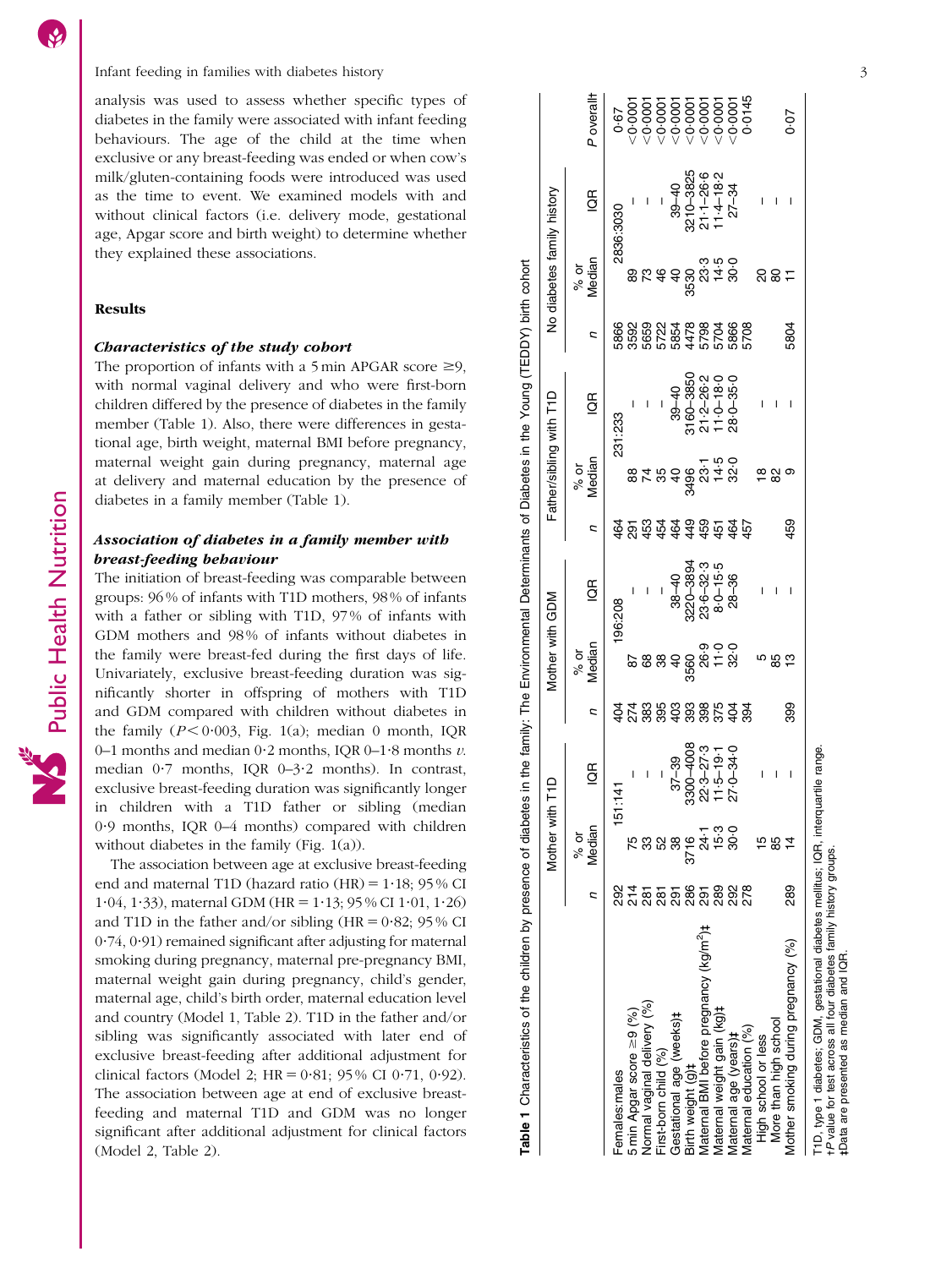analysis was used to assess whether specific types of diabetes in the family were associated with infant feeding behaviours. The age of the child at the time when exclusive or any breast-feeding was ended or when cow's milk/gluten-containing foods were introduced was used as the time to event. We examined models with and without clinical factors (i.e. delivery mode, gestational age, Apgar score and birth weight) to determine whether they explained these associations.

## Results

### *Characteristics of the study cohort*

The proportion of infants with a 5 min APGAR score ≥9, with normal vaginal delivery and who were first-born children differed by the presence of diabetes in the family member (Table 1). Also, there were differences in gestational age, birth weight, maternal BMI before pregnancy, maternal weight gain during pregnancy, maternal age at delivery and maternal education by the presence of diabetes in a family member (Table 1).

### *Association of diabetes in a family member with breast-feeding behaviour*

The initiation of breast-feeding was comparable between groups: 96 % of infants with T1D mothers, 98 % of infants with a father or sibling with T1D, 97 % of infants with GDM mothers and 98 % of infants without diabetes in the family were breast-fed during the first days of life. Univariately, exclusive breast-feeding duration was significantly shorter in offspring of mothers with T1D and GDM compared with children without diabetes in the family ($P < 0.003$, Fig. 1(a); median 0 month, IQR 0–1 months and median 0·2 months, IQR 0–1·8 months *v.* median 0·7 months, IQR 0–3·2 months). In contrast, exclusive breast-feeding duration was significantly longer in children with a T1D father or sibling (median 0·9 months, IQR 0–4 months) compared with children without diabetes in the family (Fig. 1(a)).

The association between age at exclusive breast-feeding end and maternal T1D (hazard ratio (HR) = 1·18; 95 % CI 1·04, 1·33), maternal GDM (HR = 1·13; 95 % CI 1·01, 1·26) and T1D in the father and/or sibling (HR = 0·82; 95 % CI 0·74, 0·91) remained significant after adjusting for maternal smoking during pregnancy, maternal pre-pregnancy BMI, maternal weight gain during pregnancy, child's gender, maternal age, child's birth order, maternal education level and country (Model 1, Table 2). T1D in the father and/or sibling was significantly associated with later end of exclusive breast-feeding after additional adjustment for clinical factors (Model 2; HR = 0·81; 95 % CI 0·71, 0·92). The association between age at end of exclusive breast-feeding and maternal T1D and GDM was no longer significant after additional adjustment for clinical factors (Model 2, Table 2).

**Table 1** Characteristics of the children by presence of diabetes in the family: The Environmental Determinants of Diabetes in the Young (TEDDY) birth cohort

| | Mother with T1D | | | Mother with GDM | | | Father/sibling with T1D | | | No diabetes family history | | | |
|---|---|---|---|---|---|---|---|---|---|---|---|---|---|
| | *n* | % or Median | IQR | *n* | % or Median | IQR | *n* | % or Median | IQR | *n* | % or Median | IQR | *P* overall† |
| Females:males | 292 | 151:141 | | 404 | 196:208 | | 464 | 231:233 | | 5866 | 2836:3030 | | 0·67 |
| 5 min Apgar score ≥9 (%) | 214 | 75 | – | 274 | 87 | – | 291 | 88 | – | 3592 | 89 | – | <0·0001 |
| Normal vaginal delivery (%) | 281 | 33 | – | 383 | 68 | – | 453 | 74 | – | 5659 | 73 | – | <0·0001 |
| First-born child (%) | 281 | 52 | – | 395 | 38 | – | 454 | 35 | – | 5722 | 46 | – | <0·0001 |
| Gestational age (weeks)‡ | 291 | 38 | 37–39 | 403 | 40 | 38–40 | 464 | 40 | 39–40 | 5854 | 40 | 39–40 | <0·0001 |
| Birth weight (g)‡ | 286 | 3716 | 3300–4008 | 393 | 3560 | 3220–3894 | 449 | 3496 | 3160–3850 | 4478 | 3530 | 3210–3825 | <0·0001 |
| Maternal BMI before pregnancy (kg/m²)‡ | 291 | 24·1 | 22·3–27·3 | 398 | 26·9 | 23·6–32·3 | 459 | 23·1 | 21·2–26·2 | 5798 | 23·3 | 21·1–26·6 | <0·0001 |
| Maternal weight gain (kg)‡ | 289 | 15·3 | 11·5–19·1 | 375 | 11·0 | 8·0–15·5 | 451 | 14·5 | 11·0–18·0 | 5704 | 14·5 | 11·4–18·2 | <0·0001 |
| Maternal age (years)‡ | 292 | 30·0 | 27·0–34·0 | 404 | 32·0 | 28–36 | 464 | 32·0 | 28·0–35·0 | 5866 | 30·0 | 27–34 | <0·0001 |
| Maternal education (%) | 278 | | | 394 | | | 457 | | | 5708 | | | 0·0145 |
| High school or less | | 15 | – | | 5 | – | | 18 | – | | 20 | – | |
| More than high school | | 85 | – | | 85 | – | | 82 | – | | 80 | – | |
| Mother smoking during pregnancy (%) | 289 | 14 | – | 399 | 13 | – | 459 | 9 | – | 5804 | 11 | – | 0·07 |

T1D, type 1 diabetes; GDM, gestational diabetes mellitus; IQR, interquartile range.
†*P* value for test across all four diabetes family history groups.
‡Data are presented as median and IQR.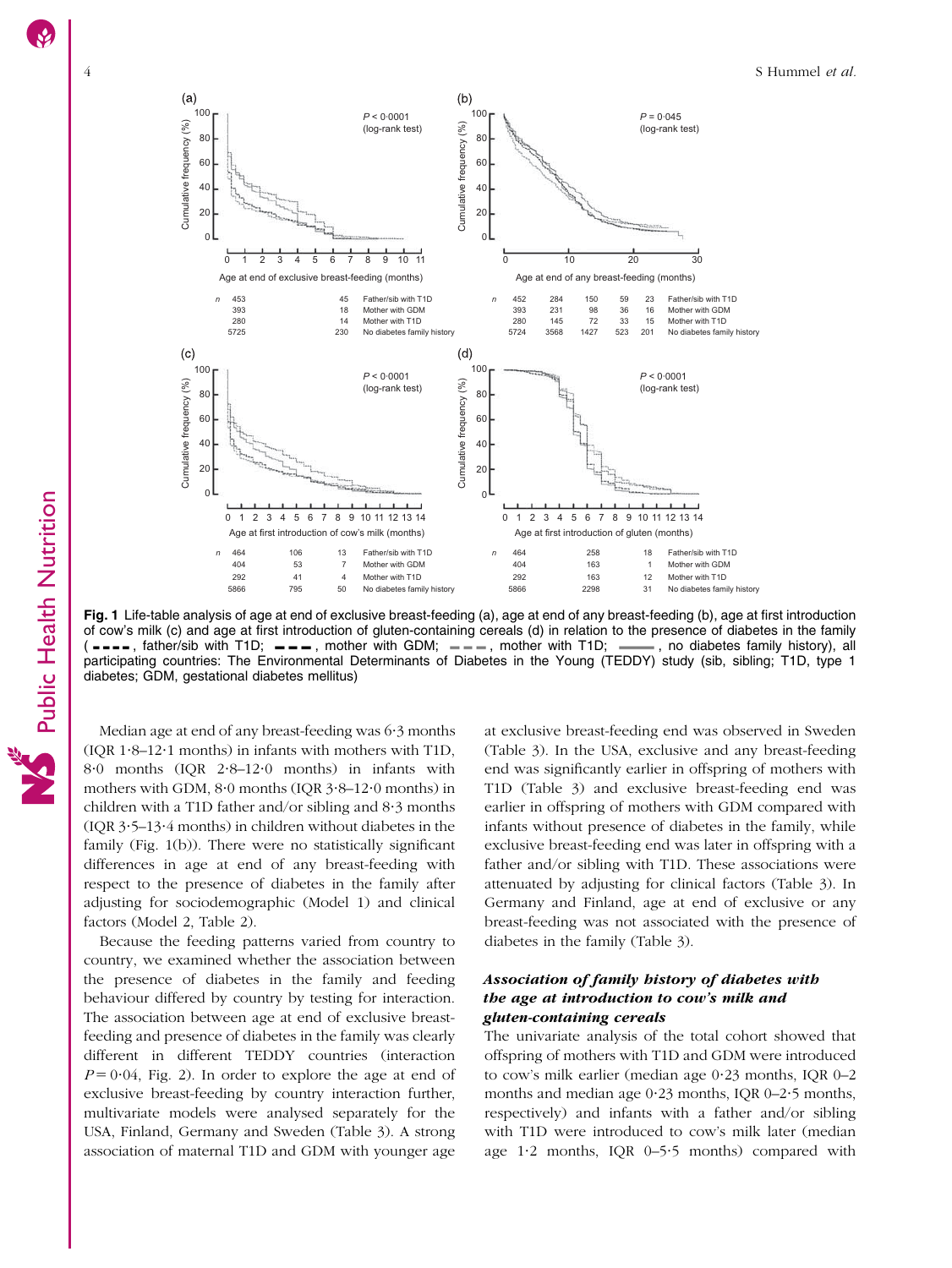Fig. 1 Life-table analysis of age at end of exclusive breast-feeding (a), age at end of any breast-feeding (b), age at first introduction of cow's milk (c) and age at first introduction of gluten-containing cereals (d) in relation to the presence of diabetes in the family (- - - -, father/sib with T1D; — — —, mother with GDM; — — —, mother with T1D; ———, no diabetes family history), all participating countries: The Environmental Determinants of Diabetes in the Young (TEDDY) study (sib, sibling; T1D, type 1 diabetes; GDM, gestational diabetes mellitus)

Median age at end of any breast-feeding was 6·3 months (IQR 1·8–12·1 months) in infants with mothers with T1D, 8·0 months (IQR 2·8–12·0 months) in infants with mothers with GDM, 8·0 months (IQR 3·8–12·0 months) in children with a T1D father and/or sibling and 8·3 months (IQR 3·5–13·4 months) in children without diabetes in the family (Fig. 1(b)). There were no statistically significant differences in age at end of any breast-feeding with respect to the presence of diabetes in the family after adjusting for sociodemographic (Model 1) and clinical factors (Model 2, Table 2).

Because the feeding patterns varied from country to country, we examined whether the association between the presence of diabetes in the family and feeding behaviour differed by country by testing for interaction. The association between age at end of exclusive breast-feeding and presence of diabetes in the family was clearly different in different TEDDY countries (interaction $P = 0·04$, Fig. 2). In order to explore the age at end of exclusive breast-feeding by country interaction further, multivariate models were analysed separately for the USA, Finland, Germany and Sweden (Table 3). A strong association of maternal T1D and GDM with younger age at exclusive breast-feeding end was observed in Sweden (Table 3). In the USA, exclusive and any breast-feeding end was significantly earlier in offspring of mothers with T1D (Table 3) and exclusive breast-feeding end was earlier in offspring of mothers with GDM compared with infants without presence of diabetes in the family, while exclusive breast-feeding end was later in offspring with a father and/or sibling with T1D. These associations were attenuated by adjusting for clinical factors (Table 3). In Germany and Finland, age at end of exclusive or any breast-feeding was not associated with the presence of diabetes in the family (Table 3).

### *Association of family history of diabetes with the age at introduction to cow's milk and gluten-containing cereals*

The univariate analysis of the total cohort showed that offspring of mothers with T1D and GDM were introduced to cow's milk earlier (median age 0·23 months, IQR 0–2 months and median age 0·23 months, IQR 0–2·5 months, respectively) and infants with a father and/or sibling with T1D were introduced to cow's milk later (median age 1·2 months, IQR 0–5·5 months) compared with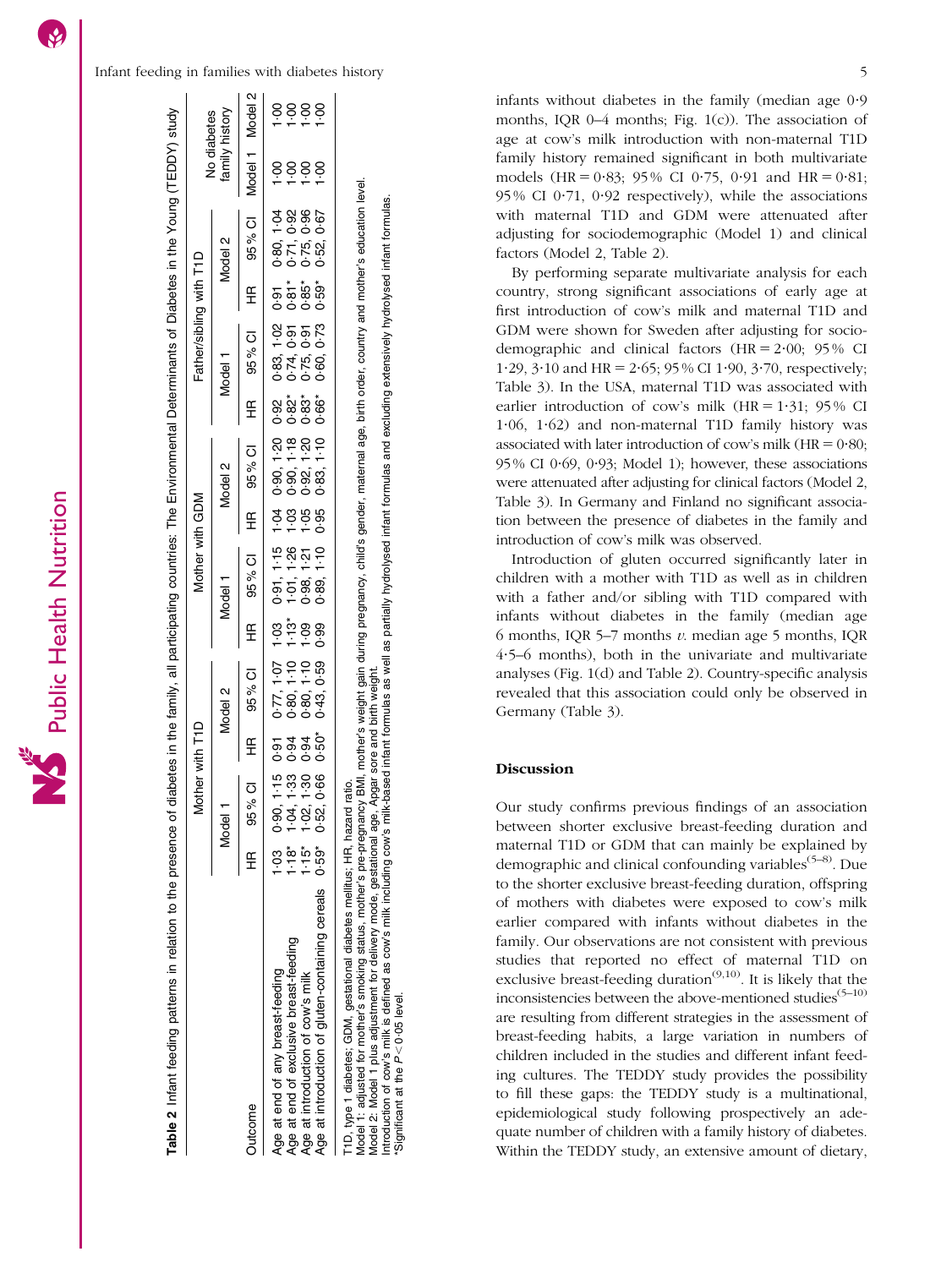**Table 2** Infant feeding patterns in relation to the presence of diabetes in the family, all participating countries: The Environmental Determinants of Diabetes in the Young (TEDDY) study

| Outcome | Mother with T1D | | | | Mother with GDM | | | | Father/sibling with T1D | | | | No diabetes family history | |
|---|---|---|---|---|---|---|---|---|---|---|---|---|---|---|
| | Model 1 | | Model 2 | | Model 1 | | Model 2 | | Model 1 | | Model 2 | | | |
| | HR | 95 % CI | HR | 95 % CI | HR | 95 % CI | HR | 95 % CI | HR | 95 % CI | HR | 95 % CI | Model 1 | Model 2 |
| Age at end of any breast-feeding | 1·03 | 0·90, 1·15 | 0·91 | 0·77, 1·07 | 1·03 | 0·91, 1·15 | 1·04 | 0·90, 1·20 | 0·92 | 0·83, 1·02 | 0·91 | 0·80, 1·04 | 1·00 | 1·00 |
| Age at end of exclusive breast-feeding | 1·18* | 1·04, 1·33 | 0·94 | 0·80, 1·10 | 1·13* | 1·01, 1·26 | 1·03 | 0·90, 1·18 | 0·82* | 0·74, 0·91 | 0·81* | 0·71, 0·92 | 1·00 | 1·00 |
| Age at introduction of cow's milk | 1·15* | 1·02, 1·30 | 0·94 | 0·80, 1·10 | 1·09 | 0·98, 1·21 | 1·05 | 0·92, 1·20 | 0·83* | 0·75, 0·91 | 0·85* | 0·75, 0·96 | 1·00 | 1·00 |
| Age at introduction of gluten-containing cereals | 0·59* | 0·52, 0·66 | 0·50* | 0·43, 0·59 | 0·99 | 0·89, 1·10 | 0·95 | 0·83, 1·10 | 0·66* | 0·60, 0·73 | 0·59* | 0·52, 0·67 | 1·00 | 1·00 |

T1D, type 1 diabetes; GDM, gestational diabetes mellitus; HR, hazard ratio.
Model 1: adjusted for mother's smoking status, mother's pre-pregnancy BMI, mother's weight gain during pregnancy, child's gender, maternal age, birth order, country and mother's education level.
Model 2: Model 1 plus adjustment for delivery mode, gestational age, Apgar sore and birth weight.
Introduction of cow's milk is defined as cow's milk including cow's milk-based infant formulas as well as partially hydrolysed infant formulas and excluding extensively hydrolysed infant formulas.
*Significant at the $P<0·05$ level.

infants without diabetes in the family (median age 0·9 months, IQR 0–4 months; Fig. 1(c)). The association of age at cow's milk introduction with non-maternal T1D family history remained significant in both multivariate models (HR = 0·83; 95% CI 0·75, 0·91 and HR = 0·81; 95% CI 0·71, 0·92 respectively), while the associations with maternal T1D and GDM were attenuated after adjusting for sociodemographic (Model 1) and clinical factors (Model 2, Table 2).

By performing separate multivariate analysis for each country, strong significant associations of early age at first introduction of cow's milk and maternal T1D and GDM were shown for Sweden after adjusting for sociodemographic and clinical factors (HR = 2·00; 95% CI 1·29, 3·10 and HR = 2·65; 95% CI 1·90, 3·70, respectively; Table 3). In the USA, maternal T1D was associated with earlier introduction of cow's milk (HR = 1·31; 95% CI 1·06, 1·62) and non-maternal T1D family history was associated with later introduction of cow's milk (HR = 0·80; 95% CI 0·69, 0·93; Model 1); however, these associations were attenuated after adjusting for clinical factors (Model 2, Table 3). In Germany and Finland no significant association between the presence of diabetes in the family and introduction of cow's milk was observed.

Introduction of gluten occurred significantly later in children with a mother with T1D as well as in children with a father and/or sibling with T1D compared with infants without diabetes in the family (median age 6 months, IQR 5–7 months *v.* median age 5 months, IQR 4·5–6 months), both in the univariate and multivariate analyses (Fig. 1(d) and Table 2). Country-specific analysis revealed that this association could only be observed in Germany (Table 3).

## Discussion

Our study confirms previous findings of an association between shorter exclusive breast-feeding duration and maternal T1D or GDM that can mainly be explained by demographic and clinical confounding variables[5–8]. Due to the shorter exclusive breast-feeding duration, offspring of mothers with diabetes were exposed to cow's milk earlier compared with infants without diabetes in the family. Our observations are not consistent with previous studies that reported no effect of maternal T1D on exclusive breast-feeding duration[9,10]. It is likely that the inconsistencies between the above-mentioned studies[5–10] are resulting from different strategies in the assessment of breast-feeding habits, a large variation in numbers of children included in the studies and different infant feeding cultures. The TEDDY study provides the possibility to fill these gaps: the TEDDY study is a multinational, epidemiological study following prospectively an adequate number of children with a family history of diabetes. Within the TEDDY study, an extensive amount of dietary,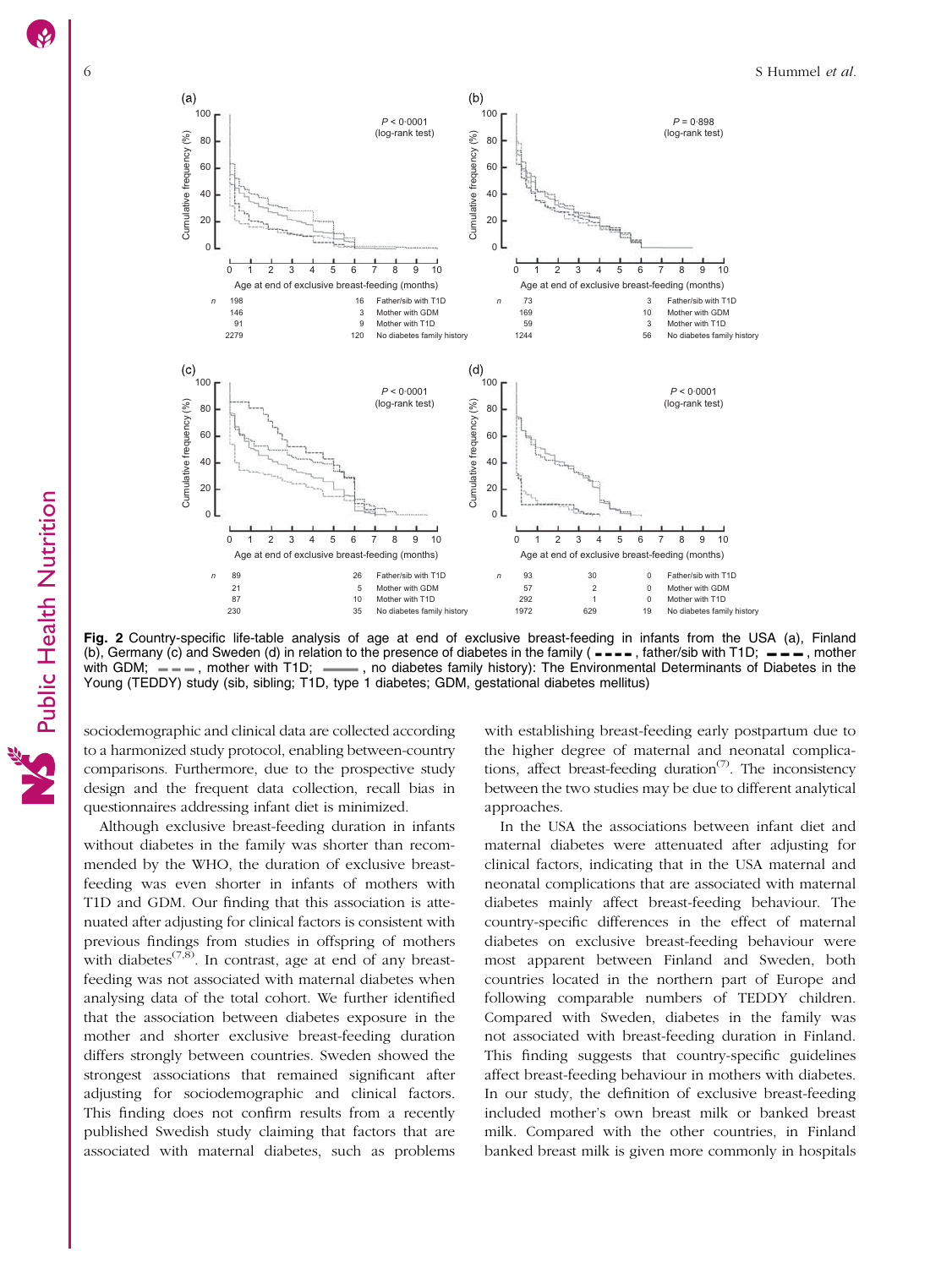**Fig. 2** Country-specific life-table analysis of age at end of exclusive breast-feeding in infants from the USA (a), Finland (b), Germany (c) and Sweden (d) in relation to the presence of diabetes in the family (▬ ▬ ▬ ▬, father/sib with T1D; ▬ ▬ ▬, mother with GDM; — — —, mother with T1D; ▬▬▬, no diabetes family history): The Environmental Determinants of Diabetes in the Young (TEDDY) study (sib, sibling; T1D, type 1 diabetes; GDM, gestational diabetes mellitus)

sociodemographic and clinical data are collected according to a harmonized study protocol, enabling between-country comparisons. Furthermore, due to the prospective study design and the frequent data collection, recall bias in questionnaires addressing infant diet is minimized.

Although exclusive breast-feeding duration in infants without diabetes in the family was shorter than recommended by the WHO, the duration of exclusive breast-feeding was even shorter in infants of mothers with T1D and GDM. Our finding that this association is attenuated after adjusting for clinical factors is consistent with previous findings from studies in offspring of mothers with diabetes[7,8]. In contrast, age at end of any breast-feeding was not associated with maternal diabetes when analysing data of the total cohort. We further identified that the association between diabetes exposure in the mother and shorter exclusive breast-feeding duration differs strongly between countries. Sweden showed the strongest associations that remained significant after adjusting for sociodemographic and clinical factors. This finding does not confirm results from a recently published Swedish study claiming that factors that are associated with maternal diabetes, such as problems with establishing breast-feeding early postpartum due to the higher degree of maternal and neonatal complications, affect breast-feeding duration[7]. The inconsistency between the two studies may be due to different analytical approaches.

In the USA the associations between infant diet and maternal diabetes were attenuated after adjusting for clinical factors, indicating that in the USA maternal and neonatal complications that are associated with maternal diabetes mainly affect breast-feeding behaviour. The country-specific differences in the effect of maternal diabetes on exclusive breast-feeding behaviour were most apparent between Finland and Sweden, both countries located in the northern part of Europe and following comparable numbers of TEDDY children. Compared with Sweden, diabetes in the family was not associated with breast-feeding duration in Finland. This finding suggests that country-specific guidelines affect breast-feeding behaviour in mothers with diabetes. In our study, the definition of exclusive breast-feeding included mother's own breast milk or banked breast milk. Compared with the other countries, in Finland banked breast milk is given more commonly in hospitals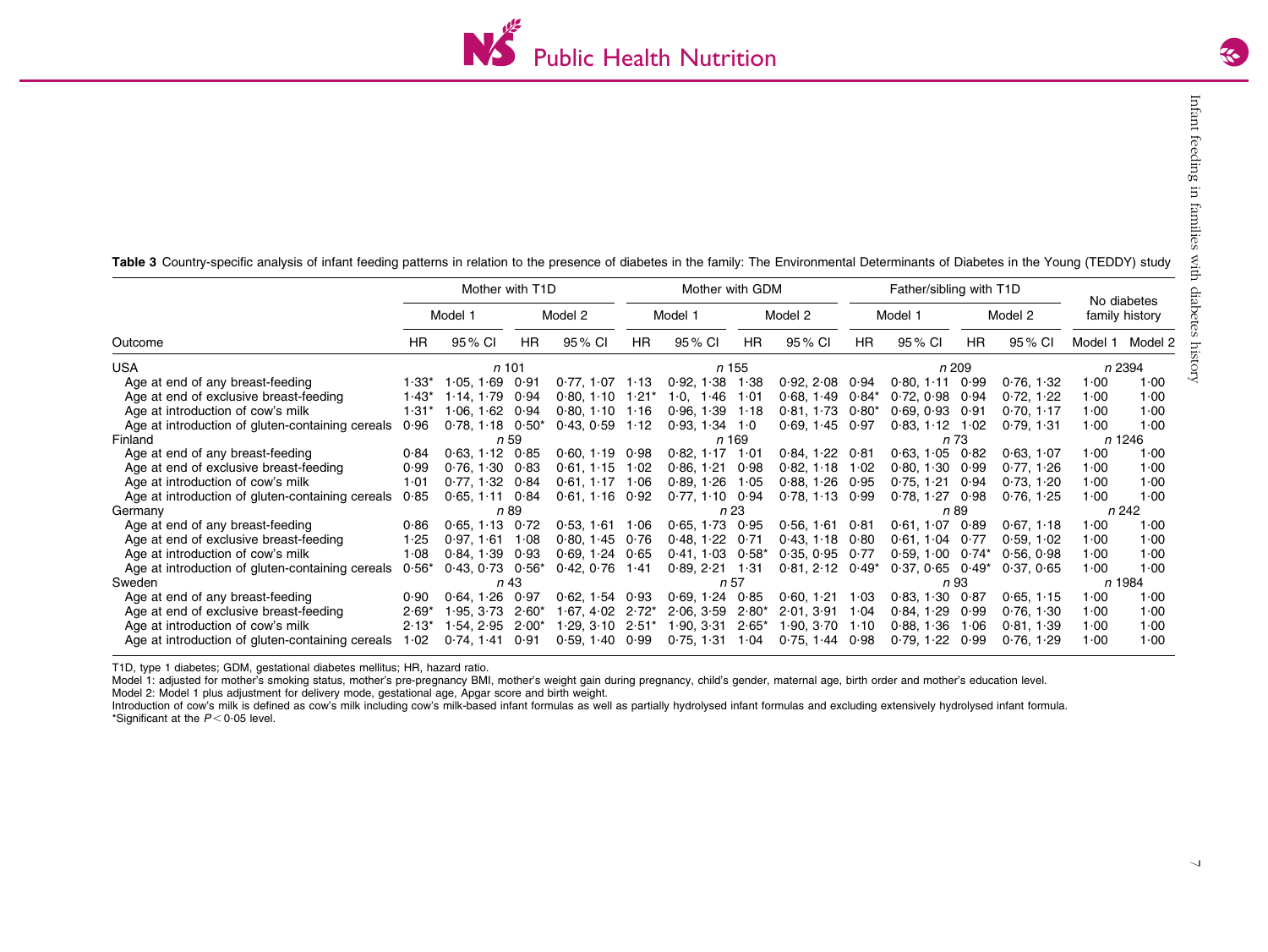**Table 3** Country-specific analysis of infant feeding patterns in relation to the presence of diabetes in the family: The Environmental Determinants of Diabetes in the Young (TEDDY) study

| | Mother with T1D | | | | Mother with GDM | | | | Father/sibling with T1D | | | | No diabetes family history | |
|---|---|---|---|---|---|---|---|---|---|---|---|---|---|---|
| | Model 1 | | Model 2 | | Model 1 | | Model 2 | | Model 1 | | Model 2 | | | |
| Outcome | HR | 95 % CI | HR | 95 % CI | HR | 95 % CI | HR | 95 % CI | HR | 95 % CI | HR | 95 % CI | Model 1 | Model 2 |
| USA | *n* 101 | | | | *n* 155 | | | | *n* 209 | | | | *n* 2394 | |
| Age at end of any breast-feeding | 1·33* | 1·05, 1·69 | 0·91 | 0·77, 1·07 | 1·13 | 0·92, 1·38 | 1·38 | 0·92, 2·08 | 0·94 | 0·80, 1·11 | 0·99 | 0·76, 1·32 | 1·00 | 1·00 |
| Age at end of exclusive breast-feeding | 1·43* | 1·14, 1·79 | 0·94 | 0·80, 1·10 | 1·21* | 1·0, 1·46 | 1·01 | 0·68, 1·49 | 0·84* | 0·72, 0·98 | 0·94 | 0·72, 1·22 | 1·00 | 1·00 |
| Age at introduction of cow's milk | 1·31* | 1·06, 1·62 | 0·94 | 0·80, 1·10 | 1·16 | 0·96, 1·39 | 1·18 | 0·81, 1·73 | 0·80* | 0·69, 0·93 | 0·91 | 0·70, 1·17 | 1·00 | 1·00 |
| Age at introduction of gluten-containing cereals | 0·96 | 0·78, 1·18 | 0·50* | 0·43, 0·59 | 1·12 | 0·93, 1·34 | 1·0 | 0·69, 1·45 | 0·97 | 0·83, 1·12 | 1·02 | 0·79, 1·31 | 1·00 | 1·00 |
| Finland | *n* 59 | | | | *n* 169 | | | | *n* 73 | | | | *n* 1246 | |
| Age at end of any breast-feeding | 0·84 | 0·63, 1·12 | 0·85 | 0·60, 1·19 | 0·98 | 0·82, 1·17 | 1·01 | 0·84, 1·22 | 0·81 | 0·63, 1·05 | 0·82 | 0·63, 1·07 | 1·00 | 1·00 |
| Age at end of exclusive breast-feeding | 0·99 | 0·76, 1·30 | 0·83 | 0·61, 1·15 | 1·02 | 0·86, 1·21 | 0·98 | 0·82, 1·18 | 1·02 | 0·80, 1·30 | 0·99 | 0·77, 1·26 | 1·00 | 1·00 |
| Age at introduction of cow's milk | 1·01 | 0·77, 1·32 | 0·84 | 0·61, 1·17 | 1·06 | 0·89, 1·26 | 1·05 | 0·88, 1·26 | 0·95 | 0·75, 1·21 | 0·94 | 0·73, 1·20 | 1·00 | 1·00 |
| Age at introduction of gluten-containing cereals | 0·85 | 0·65, 1·11 | 0·84 | 0·61, 1·16 | 0·92 | 0·77, 1·10 | 0·94 | 0·78, 1·13 | 0·99 | 0·78, 1·27 | 0·98 | 0·76, 1·25 | 1·00 | 1·00 |
| Germany | *n* 89 | | | | *n* 23 | | | | *n* 89 | | | | *n* 242 | |
| Age at end of any breast-feeding | 0·86 | 0·65, 1·13 | 0·72 | 0·53, 1·61 | 1·06 | 0·65, 1·73 | 0·95 | 0·56, 1·61 | 0·81 | 0·61, 1·07 | 0·89 | 0·67, 1·18 | 1·00 | 1·00 |
| Age at end of exclusive breast-feeding | 1·25 | 0·97, 1·61 | 1·08 | 0·80, 1·45 | 0·76 | 0·48, 1·22 | 0·71 | 0·43, 1·18 | 0·80 | 0·61, 1·04 | 0·77 | 0·59, 1·02 | 1·00 | 1·00 |
| Age at introduction of cow's milk | 1·08 | 0·84, 1·39 | 0·93 | 0·69, 1·24 | 0·65 | 0·41, 1·03 | 0·58* | 0·35, 0·95 | 0·77 | 0·59, 1·00 | 0·74* | 0·56, 0·98 | 1·00 | 1·00 |
| Age at introduction of gluten-containing cereals | 0·56* | 0·43, 0·73 | 0·56* | 0·42, 0·76 | 1·41 | 0·89, 2·21 | 1·31 | 0·81, 2·12 | 0·49* | 0·37, 0·65 | 0·49* | 0·37, 0·65 | 1·00 | 1·00 |
| Sweden | *n* 43 | | | | *n* 57 | | | | *n* 93 | | | | *n* 1984 | |
| Age at end of any breast-feeding | 0·90 | 0·64, 1·26 | 0·97 | 0·62, 1·54 | 0·93 | 0·69, 1·24 | 0·85 | 0·60, 1·21 | 1·03 | 0·83, 1·30 | 0·87 | 0·65, 1·15 | 1·00 | 1·00 |
| Age at end of exclusive breast-feeding | 2·69* | 1·95, 3·73 | 2·60* | 1·67, 4·02 | 2·72* | 2·06, 3·59 | 2·80* | 2·01, 3·91 | 1·04 | 0·84, 1·29 | 0·99 | 0·76, 1·30 | 1·00 | 1·00 |
| Age at introduction of cow's milk | 2·13* | 1·54, 2·95 | 2·00* | 1·29, 3·10 | 2·51* | 1·90, 3·31 | 2·65* | 1·90, 3·70 | 1·10 | 0·88, 1·36 | 1·06 | 0·81, 1·39 | 1·00 | 1·00 |
| Age at introduction of gluten-containing cereals | 1·02 | 0·74, 1·41 | 0·91 | 0·59, 1·40 | 0·99 | 0·75, 1·31 | 1·04 | 0·75, 1·44 | 0·98 | 0·79, 1·22 | 0·99 | 0·76, 1·29 | 1·00 | 1·00 |

T1D, type 1 diabetes; GDM, gestational diabetes mellitus; HR, hazard ratio.
Model 1: adjusted for mother's smoking status, mother's pre-pregnancy BMI, mother's weight gain during pregnancy, child's gender, maternal age, birth order and mother's education level.
Model 2: Model 1 plus adjustment for delivery mode, gestational age, Apgar score and birth weight.
Introduction of cow's milk is defined as cow's milk including cow's milk-based infant formulas as well as partially hydrolysed infant formulas and excluding extensively hydrolysed infant formula.
*Significant at the $P < 0·05$ level.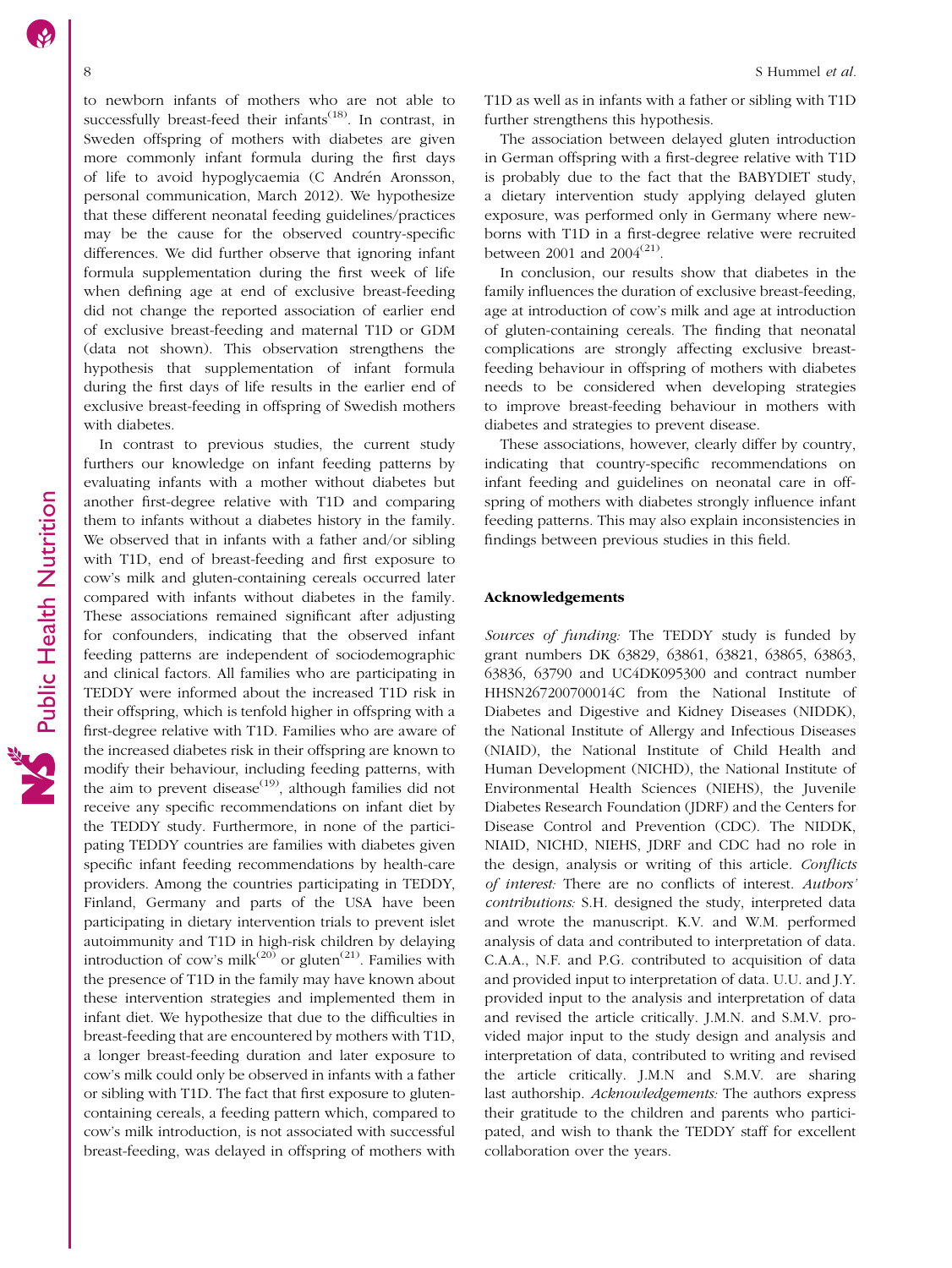to newborn infants of mothers who are not able to successfully breast-feed their infants[18]. In contrast, in Sweden offspring of mothers with diabetes are given more commonly infant formula during the first days of life to avoid hypoglycaemia (C Andrén Aronsson, personal communication, March 2012). We hypothesize that these different neonatal feeding guidelines/practices may be the cause for the observed country-specific differences. We did further observe that ignoring infant formula supplementation during the first week of life when defining age at end of exclusive breast-feeding did not change the reported association of earlier end of exclusive breast-feeding and maternal T1D or GDM (data not shown). This observation strengthens the hypothesis that supplementation of infant formula during the first days of life results in the earlier end of exclusive breast-feeding in offspring of Swedish mothers with diabetes.

In contrast to previous studies, the current study furthers our knowledge on infant feeding patterns by evaluating infants with a mother without diabetes but another first-degree relative with T1D and comparing them to infants without a diabetes history in the family. We observed that in infants with a father and/or sibling with T1D, end of breast-feeding and first exposure to cow's milk and gluten-containing cereals occurred later compared with infants without diabetes in the family. These associations remained significant after adjusting for confounders, indicating that the observed infant feeding patterns are independent of sociodemographic and clinical factors. All families who are participating in TEDDY were informed about the increased T1D risk in their offspring, which is tenfold higher in offspring with a first-degree relative with T1D. Families who are aware of the increased diabetes risk in their offspring are known to modify their behaviour, including feeding patterns, with the aim to prevent disease[19], although families did not receive any specific recommendations on infant diet by the TEDDY study. Furthermore, in none of the participating TEDDY countries are families with diabetes given specific infant feeding recommendations by health-care providers. Among the countries participating in TEDDY, Finland, Germany and parts of the USA have been participating in dietary intervention trials to prevent islet autoimmunity and T1D in high-risk children by delaying introduction of cow's milk[20] or gluten[21]. Families with the presence of T1D in the family may have known about these intervention strategies and implemented them in infant diet. We hypothesize that due to the difficulties in breast-feeding that are encountered by mothers with T1D, a longer breast-feeding duration and later exposure to cow's milk could only be observed in infants with a father or sibling with T1D. The fact that first exposure to gluten-containing cereals, a feeding pattern which, compared to cow's milk introduction, is not associated with successful breast-feeding, was delayed in offspring of mothers with T1D as well as in infants with a father or sibling with T1D further strengthens this hypothesis.

The association between delayed gluten introduction in German offspring with a first-degree relative with T1D is probably due to the fact that the BABYDIET study, a dietary intervention study applying delayed gluten exposure, was performed only in Germany where newborns with T1D in a first-degree relative were recruited between 2001 and 2004[21].

In conclusion, our results show that diabetes in the family influences the duration of exclusive breast-feeding, age at introduction of cow's milk and age at introduction of gluten-containing cereals. The finding that neonatal complications are strongly affecting exclusive breast-feeding behaviour in offspring of mothers with diabetes needs to be considered when developing strategies to improve breast-feeding behaviour in mothers with diabetes and strategies to prevent disease.

These associations, however, clearly differ by country, indicating that country-specific recommendations on infant feeding and guidelines on neonatal care in offspring of mothers with diabetes strongly influence infant feeding patterns. This may also explain inconsistencies in findings between previous studies in this field.

## Acknowledgements

*Sources of funding:* The TEDDY study is funded by grant numbers DK 63829, 63861, 63821, 63865, 63863, 63836, 63790 and UC4DK095300 and contract number HHSN267200700014C from the National Institute of Diabetes and Digestive and Kidney Diseases (NIDDK), the National Institute of Allergy and Infectious Diseases (NIAID), the National Institute of Child Health and Human Development (NICHD), the National Institute of Environmental Health Sciences (NIEHS), the Juvenile Diabetes Research Foundation (JDRF) and the Centers for Disease Control and Prevention (CDC). The NIDDK, NIAID, NICHD, NIEHS, JDRF and CDC had no role in the design, analysis or writing of this article. *Conflicts of interest:* There are no conflicts of interest. *Authors' contributions:* S.H. designed the study, interpreted data and wrote the manuscript. K.V. and W.M. performed analysis of data and contributed to interpretation of data. C.A.A., N.F. and P.G. contributed to acquisition of data and provided input to interpretation of data. U.U. and J.Y. provided input to the analysis and interpretation of data and revised the article critically. J.M.N. and S.M.V. provided major input to the study design and analysis and interpretation of data, contributed to writing and revised the article critically. J.M.N and S.M.V. are sharing last authorship. *Acknowledgements:* The authors express their gratitude to the children and parents who participated, and wish to thank the TEDDY staff for excellent collaboration over the years.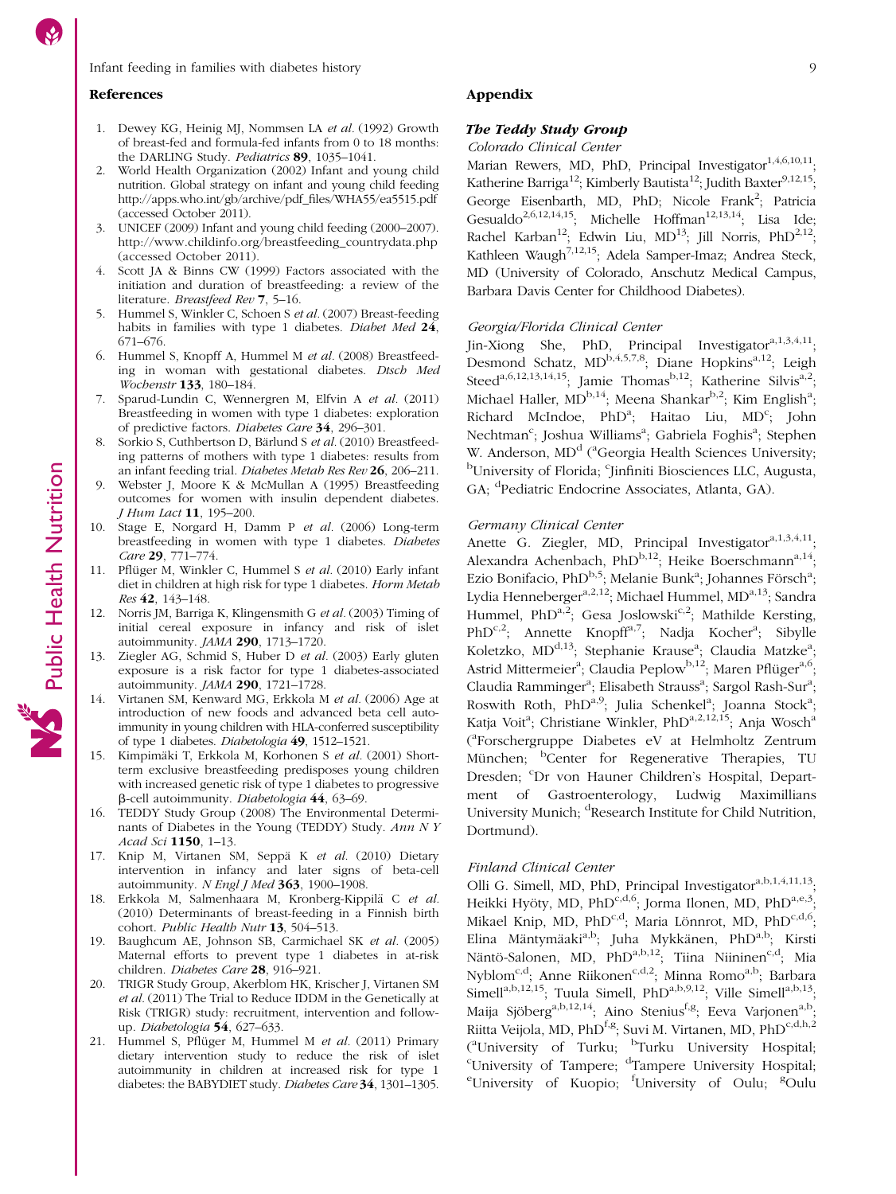## References

1. Dewey KG, Heinig MJ, Nommsen LA *et al.* (1992) Growth of breast-fed and formula-fed infants from 0 to 18 months: the DARLING Study. *Pediatrics* **89**, 1035–1041.
2. World Health Organization (2002) Infant and young child nutrition. Global strategy on infant and young child feeding http://apps.who.int/gb/archive/pdf_files/WHA55/ea5515.pdf (accessed October 2011).
3. UNICEF (2009) Infant and young child feeding (2000–2007). http://www.childinfo.org/breastfeeding_countrydata.php (accessed October 2011).
4. Scott JA & Binns CW (1999) Factors associated with the initiation and duration of breastfeeding: a review of the literature. *Breastfeed Rev* **7**, 5–16.
5. Hummel S, Winkler C, Schoen S *et al.* (2007) Breast-feeding habits in families with type 1 diabetes. *Diabet Med* **24**, 671–676.
6. Hummel S, Knopff A, Hummel M *et al.* (2008) Breastfeeding in woman with gestational diabetes. *Dtsch Med Wochenstr* **133**, 180–184.
7. Sparud-Lundin C, Wennergren M, Elfvin A *et al.* (2011) Breastfeeding in women with type 1 diabetes: exploration of predictive factors. *Diabetes Care* **34**, 296–301.
8. Sorkio S, Cuthbertson D, Bärlund S *et al.* (2010) Breastfeeding patterns of mothers with type 1 diabetes: results from an infant feeding trial. *Diabetes Metab Res Rev* **26**, 206–211.
9. Webster J, Moore K & McMullan A (1995) Breastfeeding outcomes for women with insulin dependent diabetes. *J Hum Lact* **11**, 195–200.
10. Stage E, Norgard H, Damm P *et al.* (2006) Long-term breastfeeding in women with type 1 diabetes. *Diabetes Care* **29**, 771–774.
11. Pflüger M, Winkler C, Hummel S *et al.* (2010) Early infant diet in children at high risk for type 1 diabetes. *Horm Metab Res* **42**, 143–148.
12. Norris JM, Barriga K, Klingensmith G *et al.* (2003) Timing of initial cereal exposure in infancy and risk of islet autoimmunity. *JAMA* **290**, 1713–1720.
13. Ziegler AG, Schmid S, Huber D *et al.* (2003) Early gluten exposure is a risk factor for type 1 diabetes-associated autoimmunity. *JAMA* **290**, 1721–1728.
14. Virtanen SM, Kenward MG, Erkkola M *et al.* (2006) Age at introduction of new foods and advanced beta cell autoimmunity in young children with HLA-conferred susceptibility of type 1 diabetes. *Diabetologia* **49**, 1512–1521.
15. Kimpimäki T, Erkkola M, Korhonen S *et al.* (2001) Short-term exclusive breastfeeding predisposes young children with increased genetic risk of type 1 diabetes to progressive β-cell autoimmunity. *Diabetologia* **44**, 63–69.
16. TEDDY Study Group (2008) The Environmental Determinants of Diabetes in the Young (TEDDY) Study. *Ann N Y Acad Sci* **1150**, 1–13.
17. Knip M, Virtanen SM, Seppä K *et al.* (2010) Dietary intervention in infancy and later signs of beta-cell autoimmunity. *N Engl J Med* **363**, 1900–1908.
18. Erkkola M, Salmenhaara M, Kronberg-Kippilä C *et al.* (2010) Determinants of breast-feeding in a Finnish birth cohort. *Public Health Nutr* **13**, 504–513.
19. Baughcum AE, Johnson SB, Carmichael SK *et al.* (2005) Maternal efforts to prevent type 1 diabetes in at-risk children. *Diabetes Care* **28**, 916–921.
20. TRIGR Study Group, Akerblom HK, Krischer J, Virtanen SM *et al.* (2011) The Trial to Reduce IDDM in the Genetically at Risk (TRIGR) study: recruitment, intervention and follow-up. *Diabetologia* **54**, 627–633.
21. Hummel S, Pflüger M, Hummel M *et al.* (2011) Primary dietary intervention study to reduce the risk of islet autoimmunity in children at increased risk for type 1 diabetes: the BABYDIET study. *Diabetes Care* **34**, 1301–1305.

## Appendix

### *The Teddy Study Group*

*Colorado Clinical Center*

Marian Rewers, MD, PhD, Principal Investigator[1,4,6,10,11]; Katherine Barriga[12]; Kimberly Bautista[12]; Judith Baxter[9,12,15]; George Eisenbarth, MD, PhD; Nicole Frank[2]; Patricia Gesualdo[2,6,12,14,15]; Michelle Hoffman[12,13,14]; Lisa Ide; Rachel Karban[12]; Edwin Liu, MD[13]; Jill Norris, PhD[2,12]; Kathleen Waugh[7,12,15]; Adela Samper-Imaz; Andrea Steck, MD (University of Colorado, Anschutz Medical Campus, Barbara Davis Center for Childhood Diabetes).

*Georgia/Florida Clinical Center*

Jin-Xiong She, PhD, Principal Investigator[a,1,3,4,11]; Desmond Schatz, MD[b,4,5,7,8]; Diane Hopkins[a,12]; Leigh Steed[a,6,12,13,14,15]; Jamie Thomas[b,12]; Katherine Silvis[a,2]; Michael Haller, MD[b,14]; Meena Shankar[b,2]; Kim English[a]; Richard McIndoe, PhD[a]; Haitao Liu, MD[c]; John Nechtman[c]; Joshua Williams[a]; Gabriela Foghis[a]; Stephen W. Anderson, MD[d] ([a]Georgia Health Sciences University; [b]University of Florida; [c]Jinfiniti Biosciences LLC, Augusta, GA; [d]Pediatric Endocrine Associates, Atlanta, GA).

*Germany Clinical Center*

Anette G. Ziegler, MD, Principal Investigator[a,1,3,4,11]; Alexandra Achenbach, PhD[b,12]; Heike Boerschmann[a,14]; Ezio Bonifacio, PhD[b,5]; Melanie Bunk[a]; Johannes Försch[a]; Lydia Henneberger[a,2,12]; Michael Hummel, MD[a,13]; Sandra Hummel, PhD[a,2]; Gesa Joslowski[c,2]; Mathilde Kersting, PhD[c,2]; Annette Knopff[a,7]; Nadja Kocher[a]; Sibylle Koletzko, MD[d,13]; Stephanie Krause[a]; Claudia Matzke[a]; Astrid Mittermeier[a]; Claudia Peplow[b,12]; Maren Pflüger[a,6]; Claudia Ramminger[a]; Elisabeth Strauss[a]; Sargol Rash-Sur[a]; Roswith Roth, PhD[a,9]; Julia Schenkel[a]; Joanna Stock[a]; Katja Voit[a]; Christiane Winkler, PhD[a,2,12,15]; Anja Wosch[a] ([a]Forschergruppe Diabetes eV at Helmholtz Zentrum München; [b]Center for Regenerative Therapies, TU Dresden; [c]Dr von Hauner Children's Hospital, Department of Gastroenterology, Ludwig Maximillians University Munich; [d]Research Institute for Child Nutrition, Dortmund).

*Finland Clinical Center*

Olli G. Simell, MD, PhD, Principal Investigator[a,b,1,4,11,13]; Heikki Hyöty, MD, PhD[c,d,6]; Jorma Ilonen, MD, PhD[a,e,3]; Mikael Knip, MD, PhD[c,d]; Maria Lönnrot, MD, PhD[c,d,6]; Elina Mäntymäki[a,b]; Juha Mykkänen, PhD[a,b]; Kirsti Näntö-Salonen, MD, PhD[a,b,12]; Tiina Niininen[c,d]; Mia Nyblom[c,d]; Anne Riikonen[c,d,2]; Minna Romo[a,b]; Barbara Simell[a,b,12,15]; Tuula Simell, PhD[a,b,9,12]; Ville Simell[a,b,13]; Maija Sjöberg[a,b,12,14]; Aino Stenius[f,g]; Eeva Varjonen[a,b]; Riitta Veijola, MD, PhD[f,g]; Suvi M. Virtanen, MD, PhD[c,d,h,2] ([a]University of Turku; [b]Turku University Hospital; [c]University of Tampere; [d]Tampere University Hospital; [e]University of Kuopio; [f]University of Oulu; [g]Oulu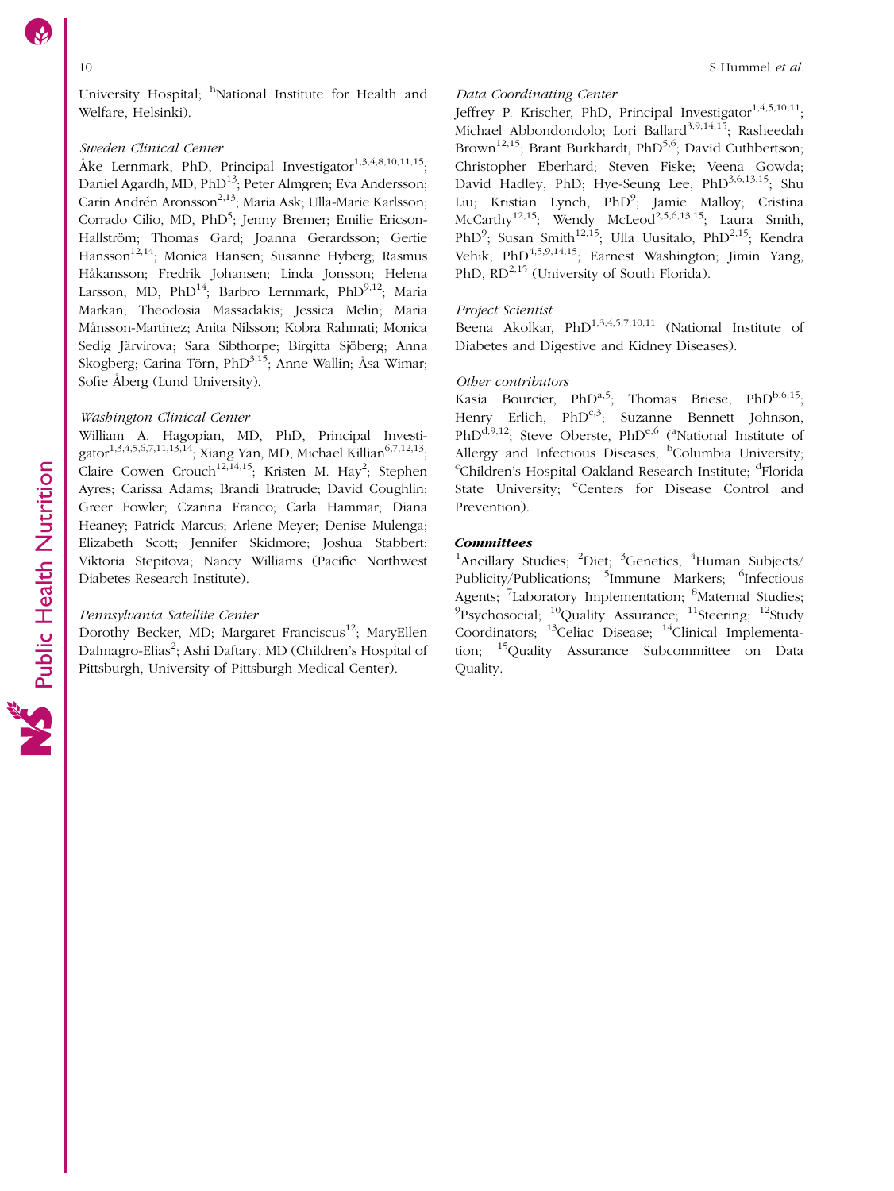University Hospital; [h]National Institute for Health and Welfare, Helsinki).

*Sweden Clinical Center*

Åke Lernmark, PhD, Principal Investigator[1,3,4,8,10,11,15]; Daniel Agardh, MD, PhD[13]; Peter Almgren; Eva Andersson; Carin Andrén Aronsson[2,13]; Maria Ask; Ulla-Marie Karlsson; Corrado Cilio, MD, PhD[5]; Jenny Bremer; Emilie Ericson-Hallström; Thomas Gard; Joanna Gerardsson; Gertie Hansson[12,14]; Monica Hansen; Susanne Hyberg; Rasmus Håkansson; Fredrik Johansen; Linda Jonsson; Helena Larsson, MD, PhD[14]; Barbro Lernmark, PhD[9,12]; Maria Markan; Theodosia Massadakis; Jessica Melin; Maria Månsson-Martinez; Anita Nilsson; Kobra Rahmati; Monica Sedig Järvirova; Sara Sibthorpe; Birgitta Sjöberg; Anna Skogberg; Carina Törn, PhD[3,15]; Anne Wallin; Åsa Wimar; Sofie Åberg (Lund University).

*Washington Clinical Center*

William A. Hagopian, MD, PhD, Principal Investigator[1,3,4,5,6,7,11,13,14]; Xiang Yan, MD; Michael Killian[6,7,12,13]; Claire Cowen Crouch[12,14,15]; Kristen M. Hay[2]; Stephen Ayres; Carissa Adams; Brandi Bratrude; David Coughlin; Greer Fowler; Czarina Franco; Carla Hammar; Diana Heaney; Patrick Marcus; Arlene Meyer; Denise Mulenga; Elizabeth Scott; Jennifer Skidmore; Joshua Stabbert; Viktoria Stepitova; Nancy Williams (Pacific Northwest Diabetes Research Institute).

*Pennsylvania Satellite Center*

Dorothy Becker, MD; Margaret Franciscus[12]; MaryEllen Dalmagro-Elias[2]; Ashi Daftary, MD (Children's Hospital of Pittsburgh, University of Pittsburgh Medical Center).

*Data Coordinating Center*

Jeffrey P. Krischer, PhD, Principal Investigator[1,4,5,10,11]; Michael Abbondondolo; Lori Ballard[3,9,14,15]; Rasheedah Brown[12,15]; Brant Burkhardt, PhD[5,6]; David Cuthbertson; Christopher Eberhard; Steven Fiske; Veena Gowda; David Hadley, PhD; Hye-Seung Lee, PhD[3,6,13,15]; Shu Liu; Kristian Lynch, PhD[9]; Jamie Malloy; Cristina McCarthy[12,15]; Wendy McLeod[2,5,6,13,15]; Laura Smith, PhD[9]; Susan Smith[12,15]; Ulla Uusitalo, PhD[2,15]; Kendra Vehik, PhD[4,5,9,14,15]; Earnest Washington; Jimin Yang, PhD, RD[2,15] (University of South Florida).

*Project Scientist*

Beena Akolkar, PhD[1,3,4,5,7,10,11] (National Institute of Diabetes and Digestive and Kidney Diseases).

*Other contributors*

Kasia Bourcier, PhD[a,5]; Thomas Briese, PhD[b,6,15]; Henry Erlich, PhD[c,3]; Suzanne Bennett Johnson, PhD[d,9,12]; Steve Oberste, PhD[e,6] ([a]National Institute of Allergy and Infectious Diseases; [b]Columbia University; [c]Children's Hospital Oakland Research Institute; [d]Florida State University; [e]Centers for Disease Control and Prevention).

***Committees***

[1]Ancillary Studies; [2]Diet; [3]Genetics; [4]Human Subjects/Publicity/Publications; [5]Immune Markers; [6]Infectious Agents; [7]Laboratory Implementation; [8]Maternal Studies; [9]Psychosocial; [10]Quality Assurance; [11]Steering; [12]Study Coordinators; [13]Celiac Disease; [14]Clinical Implementation; [15]Quality Assurance Subcommittee on Data Quality.